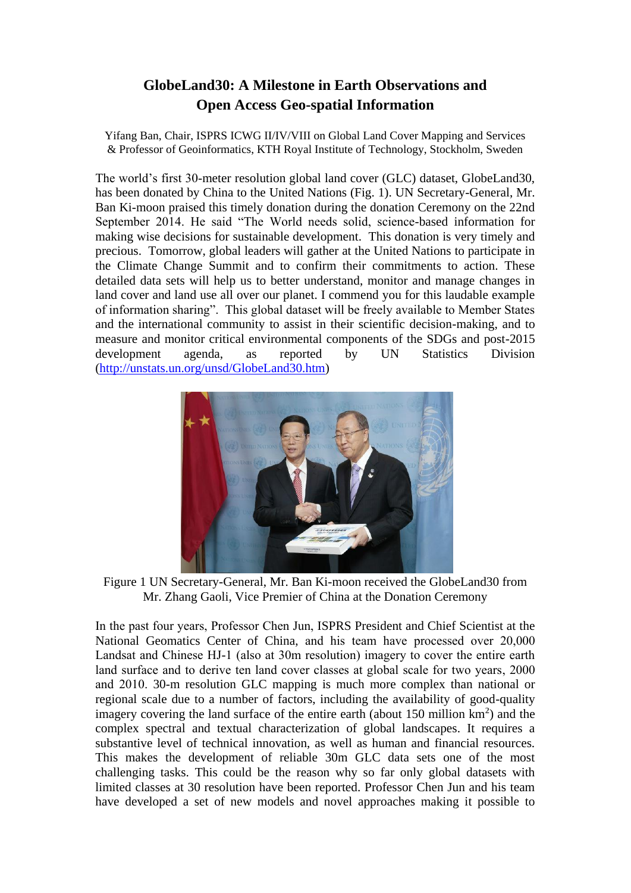# GlobeLand30: A Milestone in Earth Observations and Open Access Geo-spatial Information

Yifang Ban, Chair, ISPRS ICWG II/IV/VIII on Global Land Cover Mapping and Services & Professor of Geoinformatics, KTH Royal Institute of Technology, Stockholm, Sweden

The world's first 30-meter resolution global land cover (GLC) dataset, GlobeLand30, has been donated by China to the United Nations (Fig. 1). UN Secretary-General, Mr. Ban Ki-moon praised this timely donation during the donation Ceremony on the 22nd September 2014. He said "The World needs solid, science-based information for making wise decisions for sustainable development. This donation is very timely and precious. Tomorrow, global leaders will gather at the United Nations to participate in the Climate Change Summit and to confirm their commitments to action. These detailed data sets will help us to better understand, monitor and manage changes in land cover and land use all over our planet. I commend you for this laudable example of information sharing". This global dataset will be freely available to Member States and the international community to assist in their scientific decision-making, and to measure and monitor critical environmental components of the SDGs and post-2015 development agenda, as reported by UN Statistics Division (http://unstats.un.org/unsd/GlobeLand30.htm)

Figure 1 UN Secretary-General, Mr. Ban Ki-moon received the GlobeLand30 from Mr. Zhang Gaoli, Vice Premier of China at the Donation Ceremony

In the past four years, Professor Chen Jun, ISPRS President and Chief Scientist at the National Geomatics Center of China, and his team have processed over 20,000 Landsat and Chinese HJ-1 (also at 30m resolution) imagery to cover the entire earth land surface and to derive ten land cover classes at global scale for two years, 2000 and 2010. 30-m resolution GLC mapping is much more complex than national or regional scale due to a number of factors, including the availability of good-quality imagery covering the land surface of the entire earth (about 150 million $km^2$) and the complex spectral and textual characterization of global landscapes. It requires a substantive level of technical innovation, as well as human and financial resources. This makes the development of reliable 30m GLC data sets one of the most challenging tasks. This could be the reason why so far only global datasets with limited classes at 30 resolution have been reported. Professor Chen Jun and his team have developed a set of new models and novel approaches making it possible to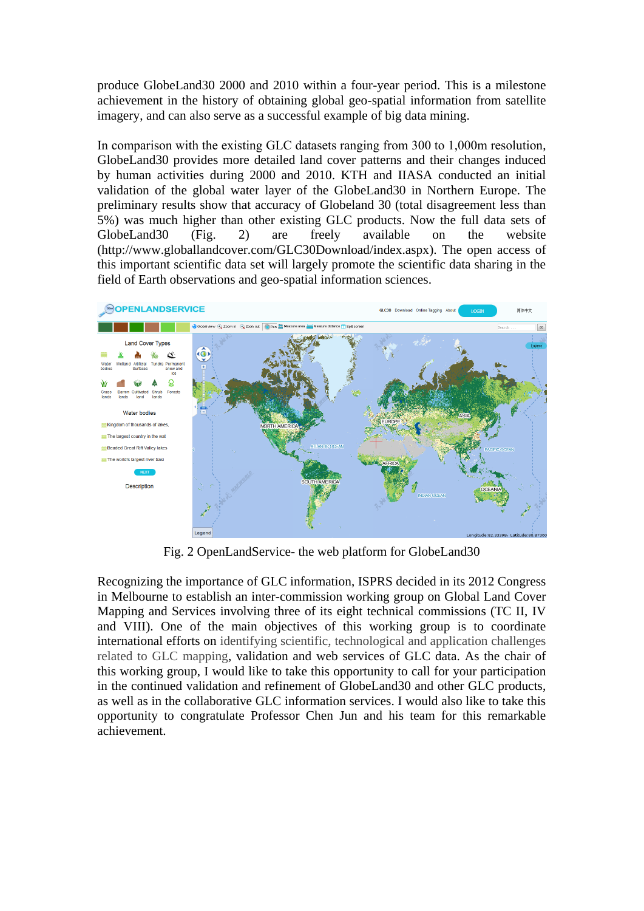produce GlobeLand30 2000 and 2010 within a four-year period. This is a milestone achievement in the history of obtaining global geo-spatial information from satellite imagery, and can also serve as a successful example of big data mining.

In comparison with the existing GLC datasets ranging from 300 to 1,000m resolution, GlobeLand30 provides more detailed land cover patterns and their changes induced by human activities during 2000 and 2010. KTH and IIASA conducted an initial validation of the global water layer of the GlobeLand30 in Northern Europe. The preliminary results show that accuracy of Globeland 30 (total disagreement less than 5%) was much higher than other existing GLC products. Now the full data sets of GlobeLand30 (Fig. 2) are freely available on the website (http://www.globallandcover.com/GLC30Download/index.aspx). The open access of this important scientific data set will largely promote the scientific data sharing in the field of Earth observations and geo-spatial information sciences.

Fig. 2 OpenLandService- the web platform for GlobeLand30

Recognizing the importance of GLC information, ISPRS decided in its 2012 Congress in Melbourne to establish an inter-commission working group on Global Land Cover Mapping and Services involving three of its eight technical commissions (TC II, IV and VIII). One of the main objectives of this working group is to coordinate international efforts on identifying scientific, technological and application challenges related to GLC mapping, validation and web services of GLC data. As the chair of this working group, I would like to take this opportunity to call for your participation in the continued validation and refinement of GlobeLand30 and other GLC products, as well as in the collaborative GLC information services. I would also like to take this opportunity to congratulate Professor Chen Jun and his team for this remarkable achievement.